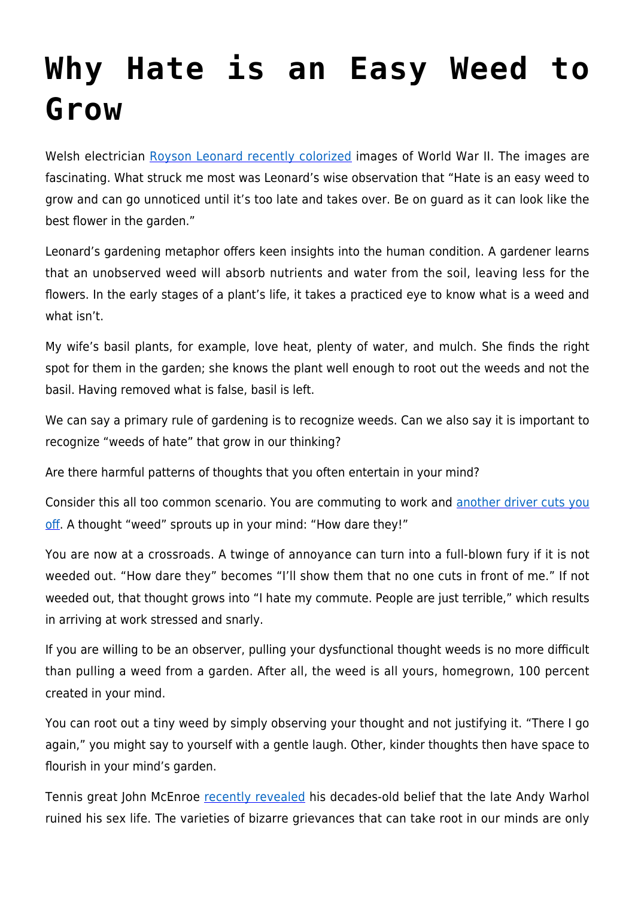# Why Hate is an Easy Weed to Grow

Welsh electrician [Royson Leonard recently colorized](#) images of World War II. The images are fascinating. What struck me most was Leonard's wise observation that "Hate is an easy weed to grow and can go unnoticed until it's too late and takes over. Be on guard as it can look like the best flower in the garden."

Leonard's gardening metaphor offers keen insights into the human condition. A gardener learns that an unobserved weed will absorb nutrients and water from the soil, leaving less for the flowers. In the early stages of a plant's life, it takes a practiced eye to know what is a weed and what isn't.

My wife's basil plants, for example, love heat, plenty of water, and mulch. She finds the right spot for them in the garden; she knows the plant well enough to root out the weeds and not the basil. Having removed what is false, basil is left.

We can say a primary rule of gardening is to recognize weeds. Can we also say it is important to recognize "weeds of hate" that grow in our thinking?

Are there harmful patterns of thoughts that you often entertain in your mind?

Consider this all too common scenario. You are commuting to work and [another driver cuts you off](#). A thought "weed" sprouts up in your mind: "How dare they!"

You are now at a crossroads. A twinge of annoyance can turn into a full-blown fury if it is not weeded out. "How dare they" becomes "I'll show them that no one cuts in front of me." If not weeded out, that thought grows into "I hate my commute. People are just terrible," which results in arriving at work stressed and snarly.

If you are willing to be an observer, pulling your dysfunctional thought weeds is no more difficult than pulling a weed from a garden. After all, the weed is all yours, homegrown, 100 percent created in your mind.

You can root out a tiny weed by simply observing your thought and not justifying it. "There I go again," you might say to yourself with a gentle laugh. Other, kinder thoughts then have space to flourish in your mind's garden.

Tennis great John McEnroe [recently revealed](#) his decades-old belief that the late Andy Warhol ruined his sex life. The varieties of bizarre grievances that can take root in our minds are only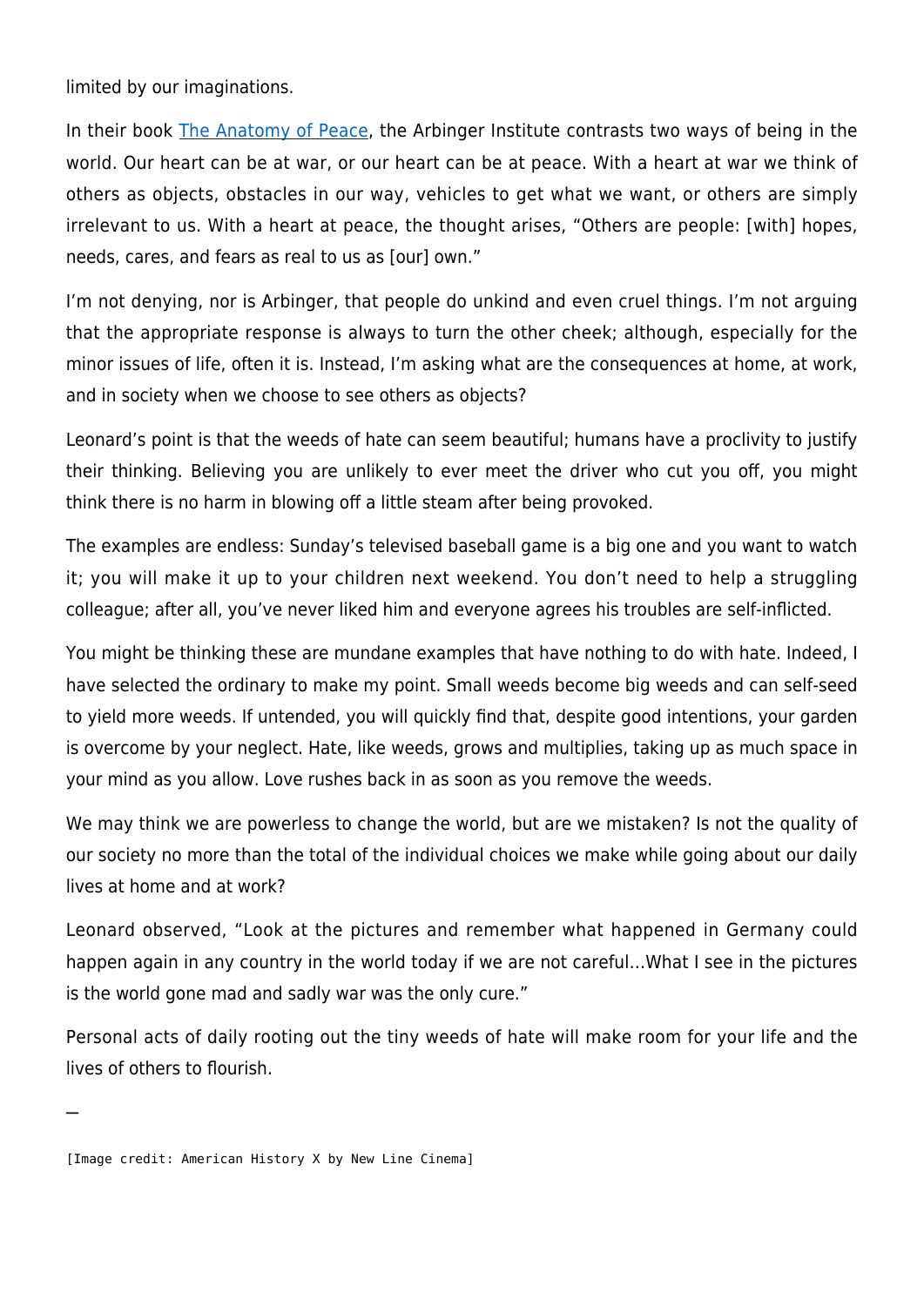limited by our imaginations.

In their book [The Anatomy of Peace](), the Arbinger Institute contrasts two ways of being in the world. Our heart can be at war, or our heart can be at peace. With a heart at war we think of others as objects, obstacles in our way, vehicles to get what we want, or others are simply irrelevant to us. With a heart at peace, the thought arises, "Others are people: [with] hopes, needs, cares, and fears as real to us as [our] own."

I'm not denying, nor is Arbinger, that people do unkind and even cruel things. I'm not arguing that the appropriate response is always to turn the other cheek; although, especially for the minor issues of life, often it is. Instead, I'm asking what are the consequences at home, at work, and in society when we choose to see others as objects?

Leonard's point is that the weeds of hate can seem beautiful; humans have a proclivity to justify their thinking. Believing you are unlikely to ever meet the driver who cut you off, you might think there is no harm in blowing off a little steam after being provoked.

The examples are endless: Sunday's televised baseball game is a big one and you want to watch it; you will make it up to your children next weekend. You don't need to help a struggling colleague; after all, you've never liked him and everyone agrees his troubles are self-inflicted.

You might be thinking these are mundane examples that have nothing to do with hate. Indeed, I have selected the ordinary to make my point. Small weeds become big weeds and can self-seed to yield more weeds. If untended, you will quickly find that, despite good intentions, your garden is overcome by your neglect. Hate, like weeds, grows and multiplies, taking up as much space in your mind as you allow. Love rushes back in as soon as you remove the weeds.

We may think we are powerless to change the world, but are we mistaken? Is not the quality of our society no more than the total of the individual choices we make while going about our daily lives at home and at work?

Leonard observed, "Look at the pictures and remember what happened in Germany could happen again in any country in the world today if we are not careful…What I see in the pictures is the world gone mad and sadly war was the only cure."

Personal acts of daily rooting out the tiny weeds of hate will make room for your life and the lives of others to flourish.

—

[Image credit: American History X by New Line Cinema]